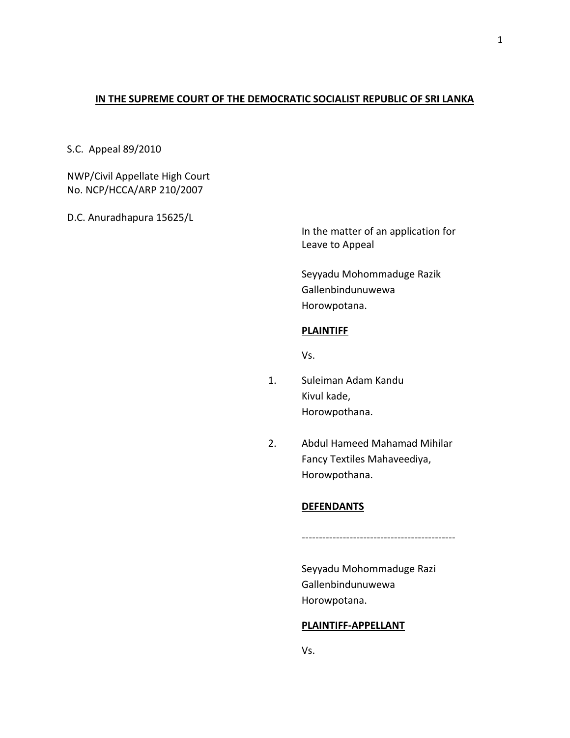**IN THE SUPREME COURT OF THE DEMOCRATIC SOCIALIST REPUBLIC OF SRI LANKA**

S.C. Appeal 89/2010

NWP/Civil Appellate High Court
No. NCP/HCCA/ARP 210/2007

D.C. Anuradhapura 15625/L

In the matter of an application for Leave to Appeal

Seyyadu Mohommaduge Razik
Gallenbindunuwewa
Horowpotana.

**PLAINTIFF**

Vs.

1. Suleiman Adam Kandu
   Kivul kade,
   Horowpothana.

2. Abdul Hameed Mahamad Mihilar
   Fancy Textiles Mahaveediya,
   Horowpothana.

**DEFENDANTS**

---

Seyyadu Mohommaduge Razi
Gallenbindunuwewa
Horowpotana.

**PLAINTIFF-APPELLANT**

Vs.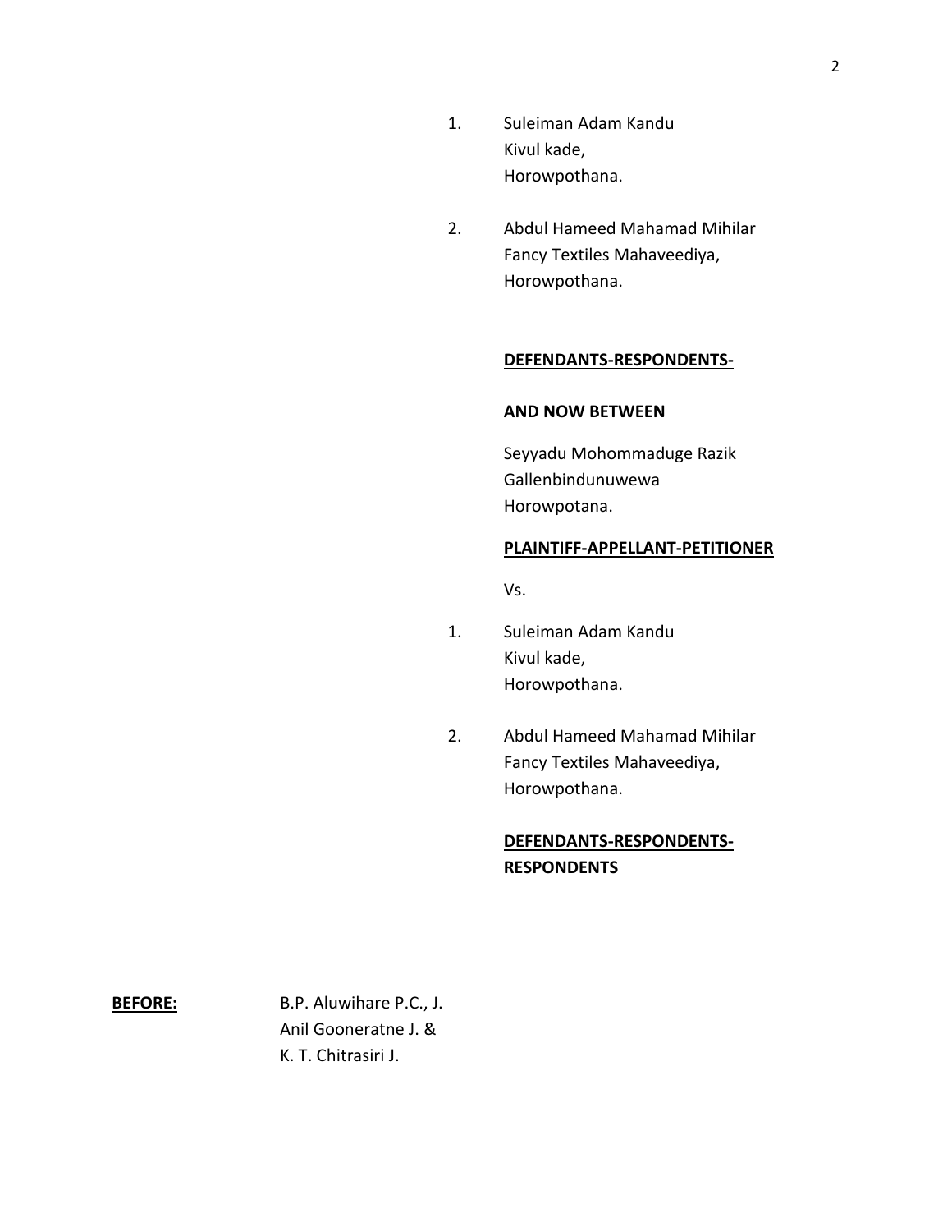1. Suleiman Adam Kandu
   Kivul kade,
   Horowpothana.

2. Abdul Hameed Mahamad Mihilar
   Fancy Textiles Mahaveediya,
   Horowpothana.

**DEFENDANTS-RESPONDENTS-**

**AND NOW BETWEEN**

Seyyadu Mohommaduge Razik
Gallenbindunuwewa
Horowpotana.

**PLAINTIFF-APPELLANT-PETITIONER**

Vs.

1. Suleiman Adam Kandu
   Kivul kade,
   Horowpothana.

2. Abdul Hameed Mahamad Mihilar
   Fancy Textiles Mahaveediya,
   Horowpothana.

**DEFENDANTS-RESPONDENTS-RESPONDENTS**

**BEFORE:** B.P. Aluwihare P.C., J.
Anil Gooneratne J. &
K. T. Chitrasiri J.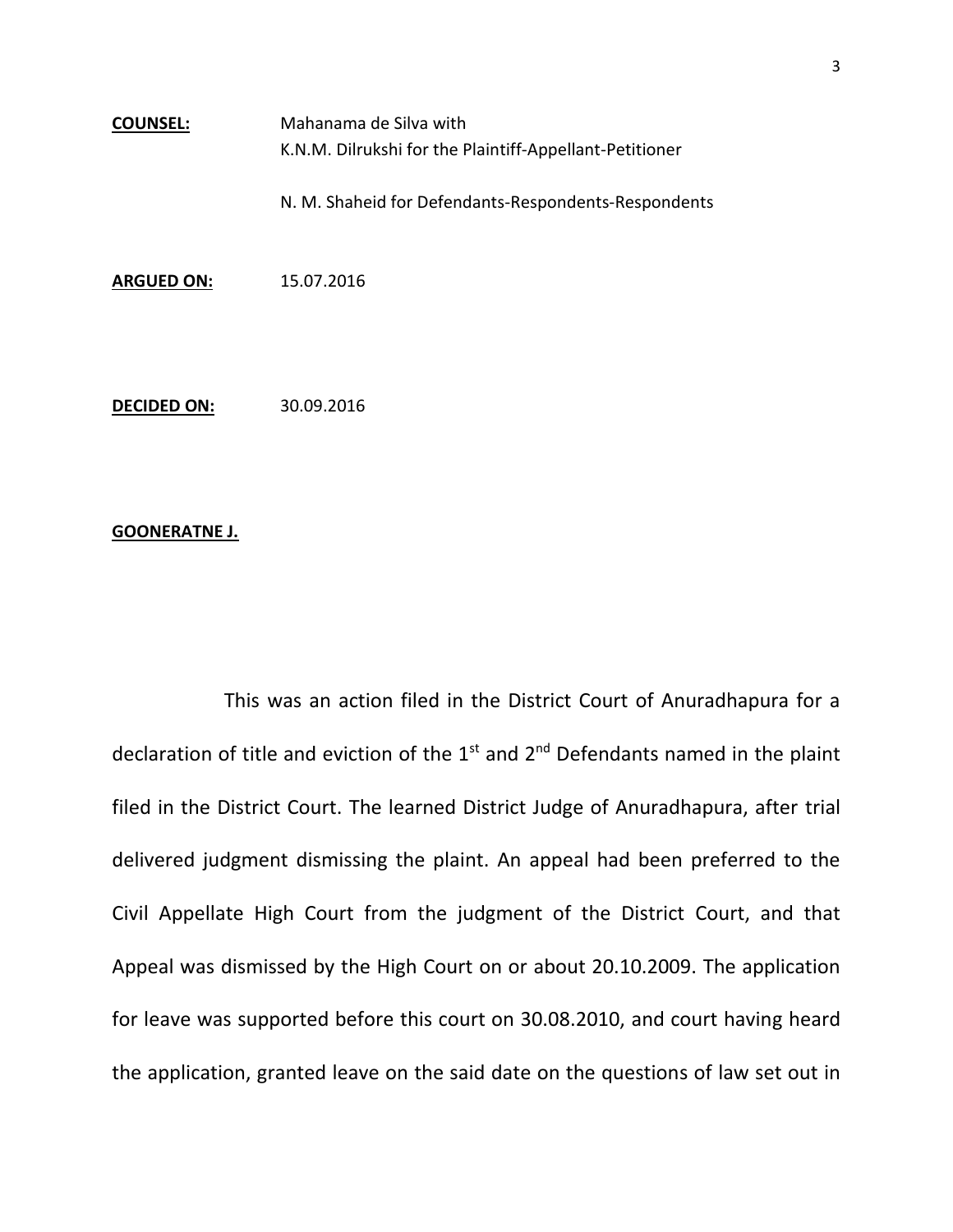**COUNSEL:** Mahanama de Silva with
K.N.M. Dilrukshi for the Plaintiff-Appellant-Petitioner

N. M. Shaheid for Defendants-Respondents-Respondents

**ARGUED ON:** 15.07.2016

**DECIDED ON:** 30.09.2016

**GOONERATNE J.**

This was an action filed in the District Court of Anuradhapura for a declaration of title and eviction of the 1st and 2nd Defendants named in the plaint filed in the District Court. The learned District Judge of Anuradhapura, after trial delivered judgment dismissing the plaint. An appeal had been preferred to the Civil Appellate High Court from the judgment of the District Court, and that Appeal was dismissed by the High Court on or about 20.10.2009. The application for leave was supported before this court on 30.08.2010, and court having heard the application, granted leave on the said date on the questions of law set out in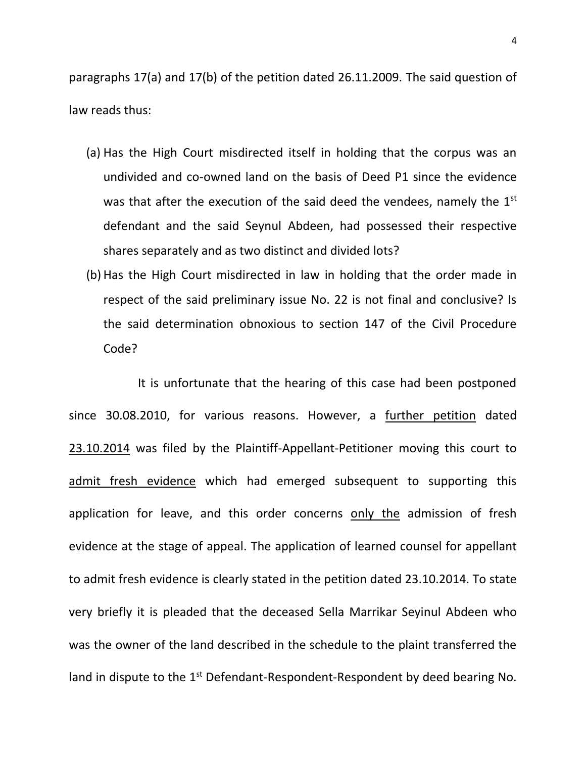paragraphs 17(a) and 17(b) of the petition dated 26.11.2009. The said question of law reads thus:

(a) Has the High Court misdirected itself in holding that the corpus was an undivided and co-owned land on the basis of Deed P1 since the evidence was that after the execution of the said deed the vendees, namely the 1st defendant and the said Seynul Abdeen, had possessed their respective shares separately and as two distinct and divided lots?

(b) Has the High Court misdirected in law in holding that the order made in respect of the said preliminary issue No. 22 is not final and conclusive? Is the said determination obnoxious to section 147 of the Civil Procedure Code?

It is unfortunate that the hearing of this case had been postponed since 30.08.2010, for various reasons. However, a <u>further petition</u> dated <u>23.10.2014</u> was filed by the Plaintiff-Appellant-Petitioner moving this court to <u>admit fresh evidence</u> which had emerged subsequent to supporting this application for leave, and this order concerns <u>only the</u> admission of fresh evidence at the stage of appeal. The application of learned counsel for appellant to admit fresh evidence is clearly stated in the petition dated 23.10.2014. To state very briefly it is pleaded that the deceased Sella Marrikar Seyinul Abdeen who was the owner of the land described in the schedule to the plaint transferred the land in dispute to the 1st Defendant-Respondent-Respondent by deed bearing No.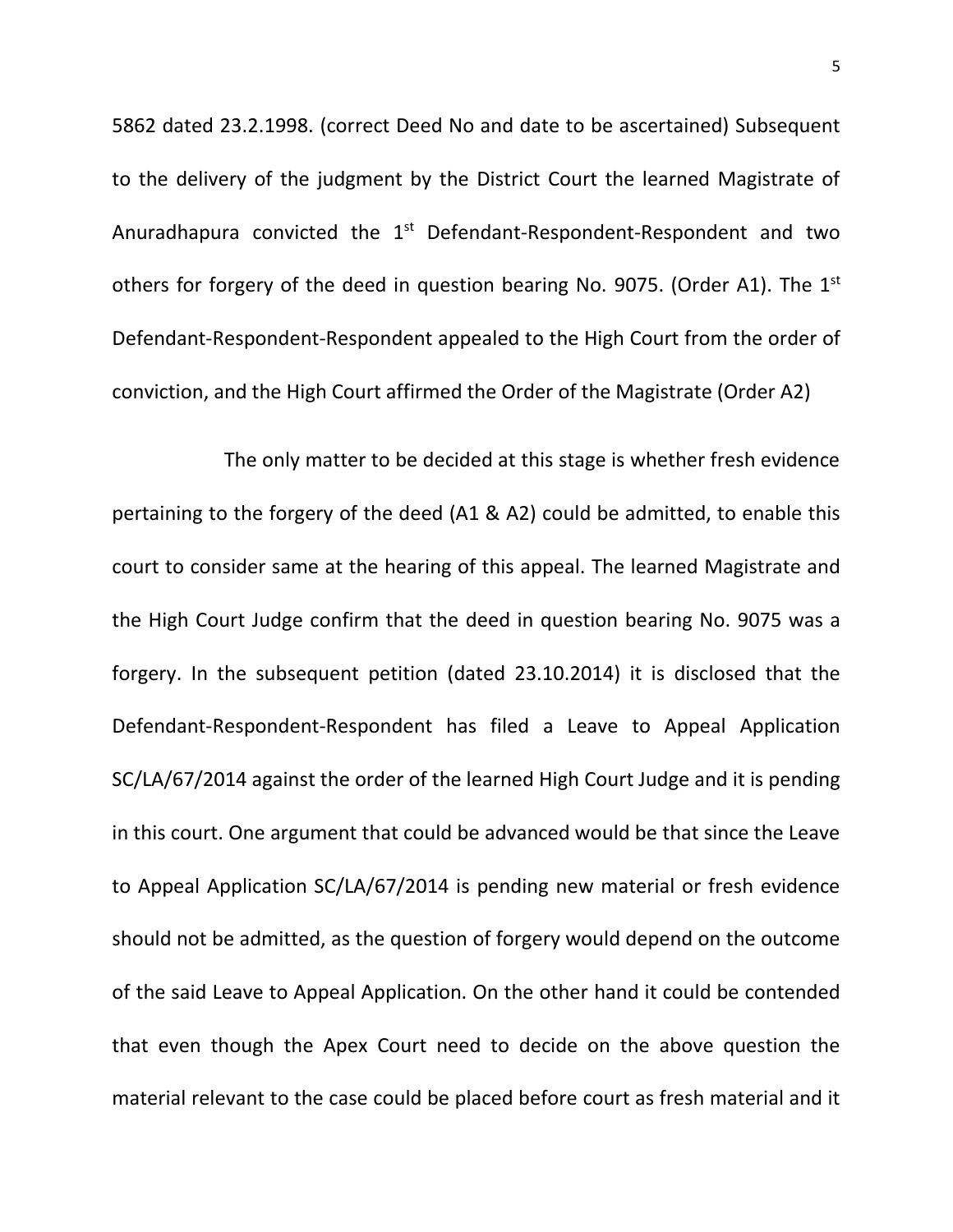5862 dated 23.2.1998. (correct Deed No and date to be ascertained) Subsequent to the delivery of the judgment by the District Court the learned Magistrate of Anuradhapura convicted the 1st Defendant-Respondent-Respondent and two others for forgery of the deed in question bearing No. 9075. (Order A1). The 1st Defendant-Respondent-Respondent appealed to the High Court from the order of conviction, and the High Court affirmed the Order of the Magistrate (Order A2)

The only matter to be decided at this stage is whether fresh evidence pertaining to the forgery of the deed (A1 & A2) could be admitted, to enable this court to consider same at the hearing of this appeal. The learned Magistrate and the High Court Judge confirm that the deed in question bearing No. 9075 was a forgery. In the subsequent petition (dated 23.10.2014) it is disclosed that the Defendant-Respondent-Respondent has filed a Leave to Appeal Application SC/LA/67/2014 against the order of the learned High Court Judge and it is pending in this court. One argument that could be advanced would be that since the Leave to Appeal Application SC/LA/67/2014 is pending new material or fresh evidence should not be admitted, as the question of forgery would depend on the outcome of the said Leave to Appeal Application. On the other hand it could be contended that even though the Apex Court need to decide on the above question the material relevant to the case could be placed before court as fresh material and it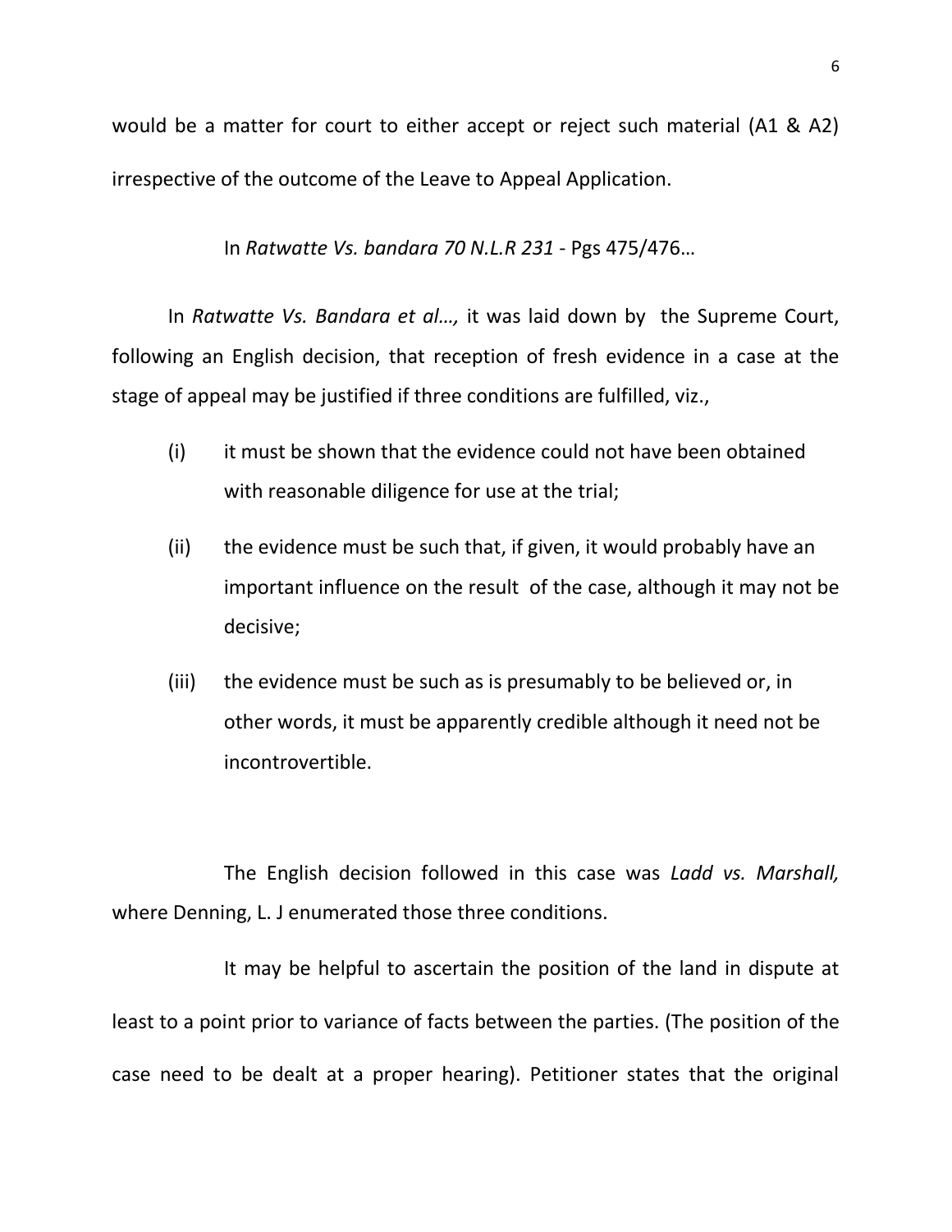would be a matter for court to either accept or reject such material (A1 & A2) irrespective of the outcome of the Leave to Appeal Application.

In *Ratwatte Vs. bandara 70 N.L.R 231* - Pgs 475/476…

In *Ratwatte Vs. Bandara et al…,* it was laid down by the Supreme Court, following an English decision, that reception of fresh evidence in a case at the stage of appeal may be justified if three conditions are fulfilled, viz.,

(i) it must be shown that the evidence could not have been obtained with reasonable diligence for use at the trial;

(ii) the evidence must be such that, if given, it would probably have an important influence on the result of the case, although it may not be decisive;

(iii) the evidence must be such as is presumably to be believed or, in other words, it must be apparently credible although it need not be incontrovertible.

The English decision followed in this case was *Ladd vs. Marshall,* where Denning, L. J enumerated those three conditions.

It may be helpful to ascertain the position of the land in dispute at least to a point prior to variance of facts between the parties. (The position of the case need to be dealt at a proper hearing). Petitioner states that the original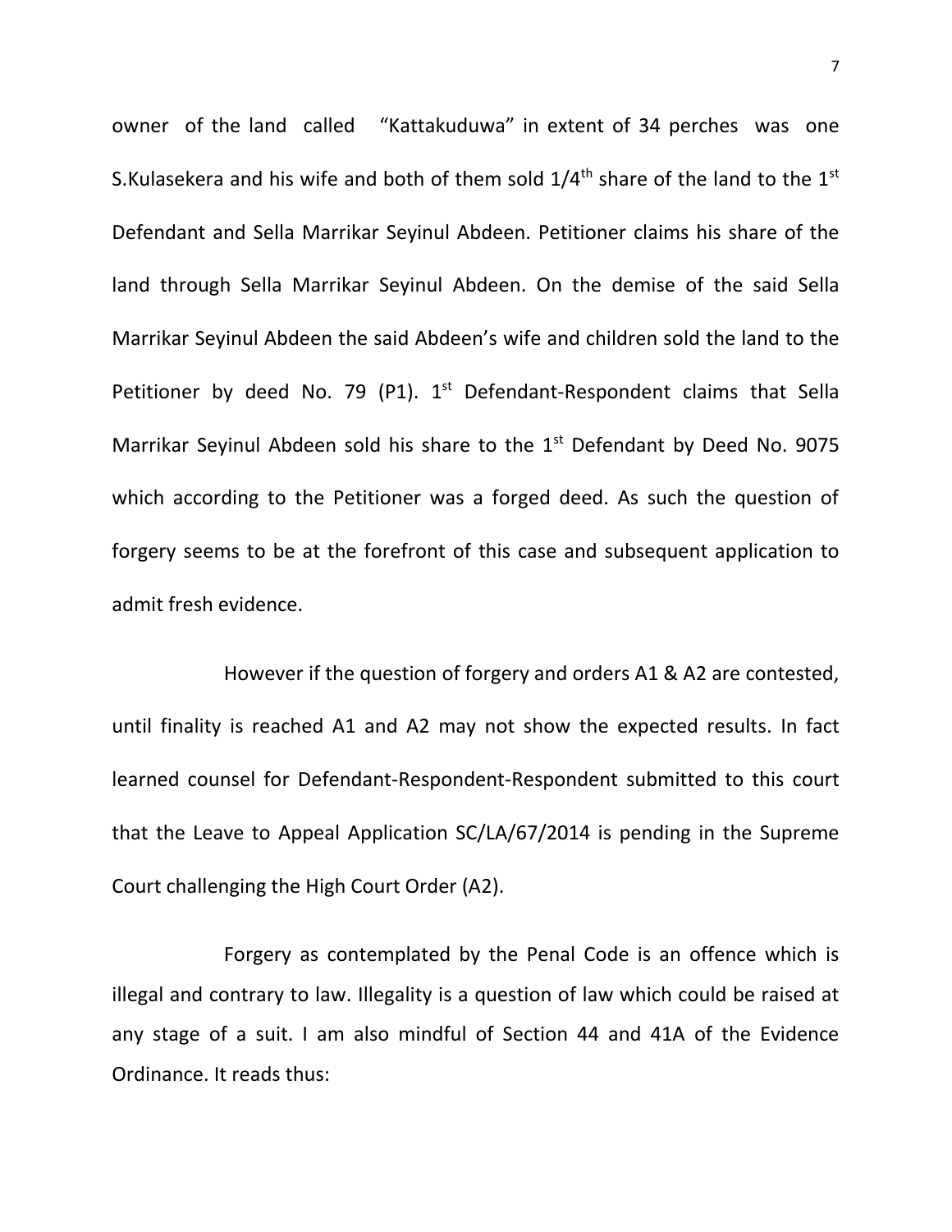owner of the land called "Kattakuduwa" in extent of 34 perches was one S.Kulasekera and his wife and both of them sold 1/4th share of the land to the 1st Defendant and Sella Marrikar Seyinul Abdeen. Petitioner claims his share of the land through Sella Marrikar Seyinul Abdeen. On the demise of the said Sella Marrikar Seyinul Abdeen the said Abdeen's wife and children sold the land to the Petitioner by deed No. 79 (P1). 1st Defendant-Respondent claims that Sella Marrikar Seyinul Abdeen sold his share to the 1st Defendant by Deed No. 9075 which according to the Petitioner was a forged deed. As such the question of forgery seems to be at the forefront of this case and subsequent application to admit fresh evidence.

However if the question of forgery and orders A1 & A2 are contested, until finality is reached A1 and A2 may not show the expected results. In fact learned counsel for Defendant-Respondent-Respondent submitted to this court that the Leave to Appeal Application SC/LA/67/2014 is pending in the Supreme Court challenging the High Court Order (A2).

Forgery as contemplated by the Penal Code is an offence which is illegal and contrary to law. Illegality is a question of law which could be raised at any stage of a suit. I am also mindful of Section 44 and 41A of the Evidence Ordinance. It reads thus: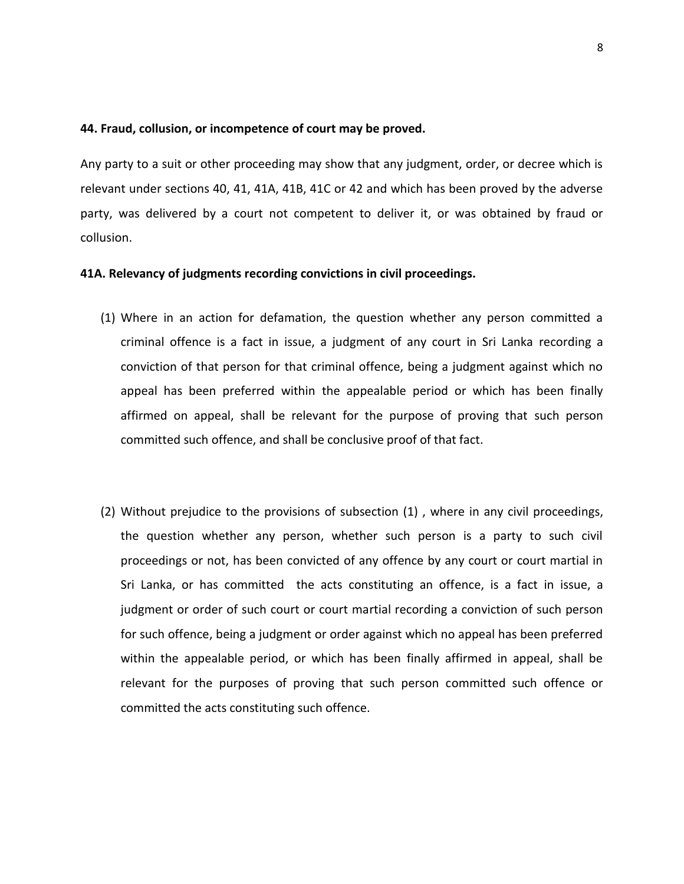**44. Fraud, collusion, or incompetence of court may be proved.**

Any party to a suit or other proceeding may show that any judgment, order, or decree which is relevant under sections 40, 41, 41A, 41B, 41C or 42 and which has been proved by the adverse party, was delivered by a court not competent to deliver it, or was obtained by fraud or collusion.

**41A. Relevancy of judgments recording convictions in civil proceedings.**

(1) Where in an action for defamation, the question whether any person committed a criminal offence is a fact in issue, a judgment of any court in Sri Lanka recording a conviction of that person for that criminal offence, being a judgment against which no appeal has been preferred within the appealable period or which has been finally affirmed on appeal, shall be relevant for the purpose of proving that such person committed such offence, and shall be conclusive proof of that fact.

(2) Without prejudice to the provisions of subsection (1) , where in any civil proceedings, the question whether any person, whether such person is a party to such civil proceedings or not, has been convicted of any offence by any court or court martial in Sri Lanka, or has committed the acts constituting an offence, is a fact in issue, a judgment or order of such court or court martial recording a conviction of such person for such offence, being a judgment or order against which no appeal has been preferred within the appealable period, or which has been finally affirmed in appeal, shall be relevant for the purposes of proving that such person committed such offence or committed the acts constituting such offence.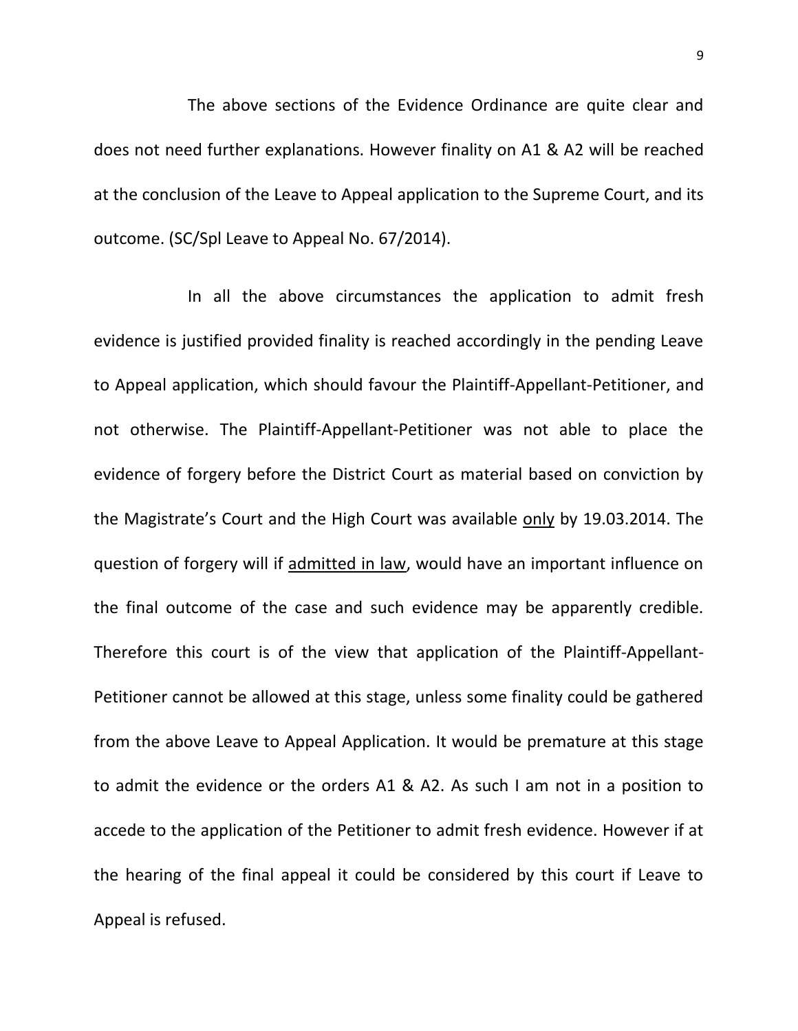The above sections of the Evidence Ordinance are quite clear and does not need further explanations. However finality on A1 & A2 will be reached at the conclusion of the Leave to Appeal application to the Supreme Court, and its outcome. (SC/Spl Leave to Appeal No. 67/2014).

In all the above circumstances the application to admit fresh evidence is justified provided finality is reached accordingly in the pending Leave to Appeal application, which should favour the Plaintiff-Appellant-Petitioner, and not otherwise. The Plaintiff-Appellant-Petitioner was not able to place the evidence of forgery before the District Court as material based on conviction by the Magistrate's Court and the High Court was available <u>only</u> by 19.03.2014. The question of forgery will if <u>admitted in law</u>, would have an important influence on the final outcome of the case and such evidence may be apparently credible. Therefore this court is of the view that application of the Plaintiff-Appellant-Petitioner cannot be allowed at this stage, unless some finality could be gathered from the above Leave to Appeal Application. It would be premature at this stage to admit the evidence or the orders A1 & A2. As such I am not in a position to accede to the application of the Petitioner to admit fresh evidence. However if at the hearing of the final appeal it could be considered by this court if Leave to Appeal is refused.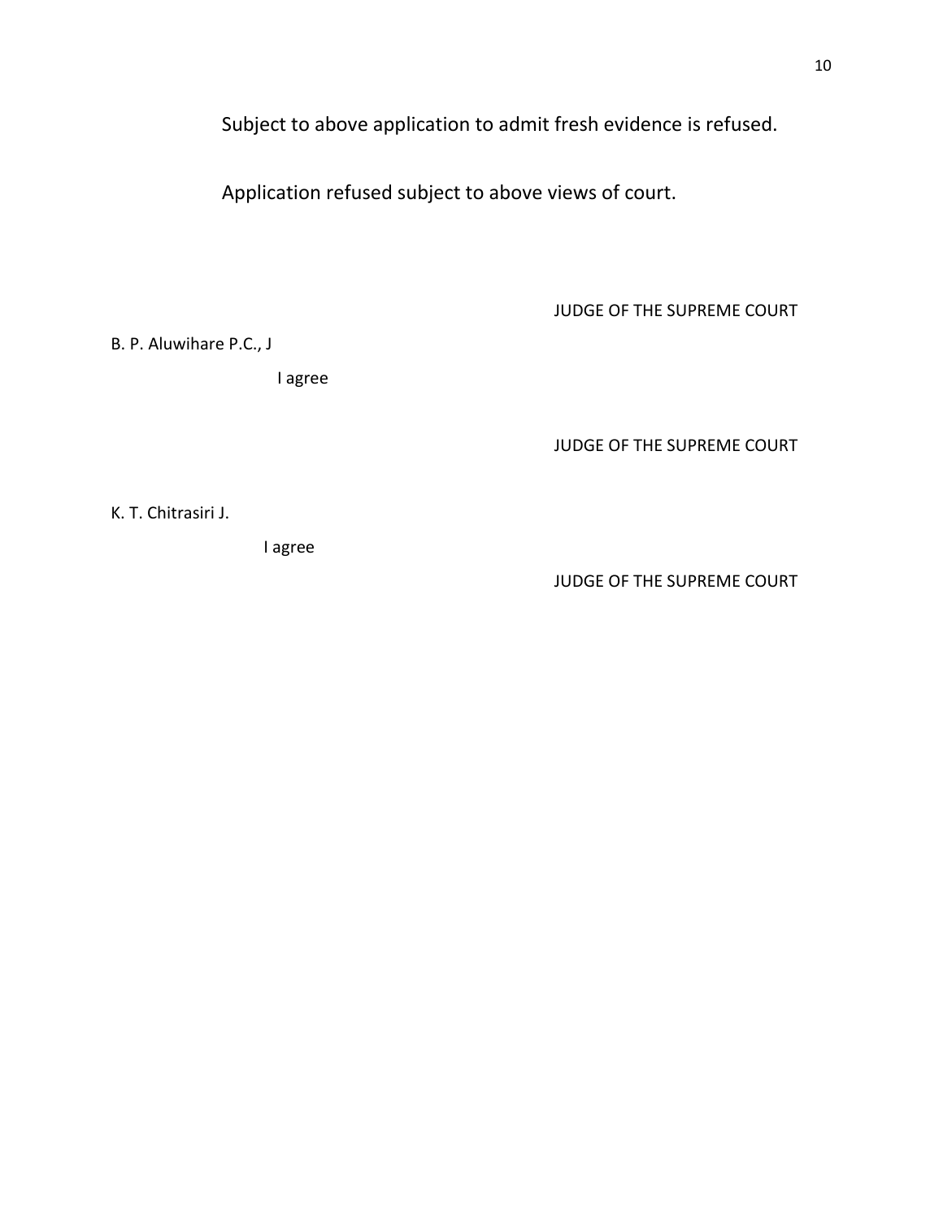Subject to above application to admit fresh evidence is refused.

Application refused subject to above views of court.

JUDGE OF THE SUPREME COURT

B. P. Aluwihare P.C., J

I agree

JUDGE OF THE SUPREME COURT

K. T. Chitrasiri J.

I agree

JUDGE OF THE SUPREME COURT